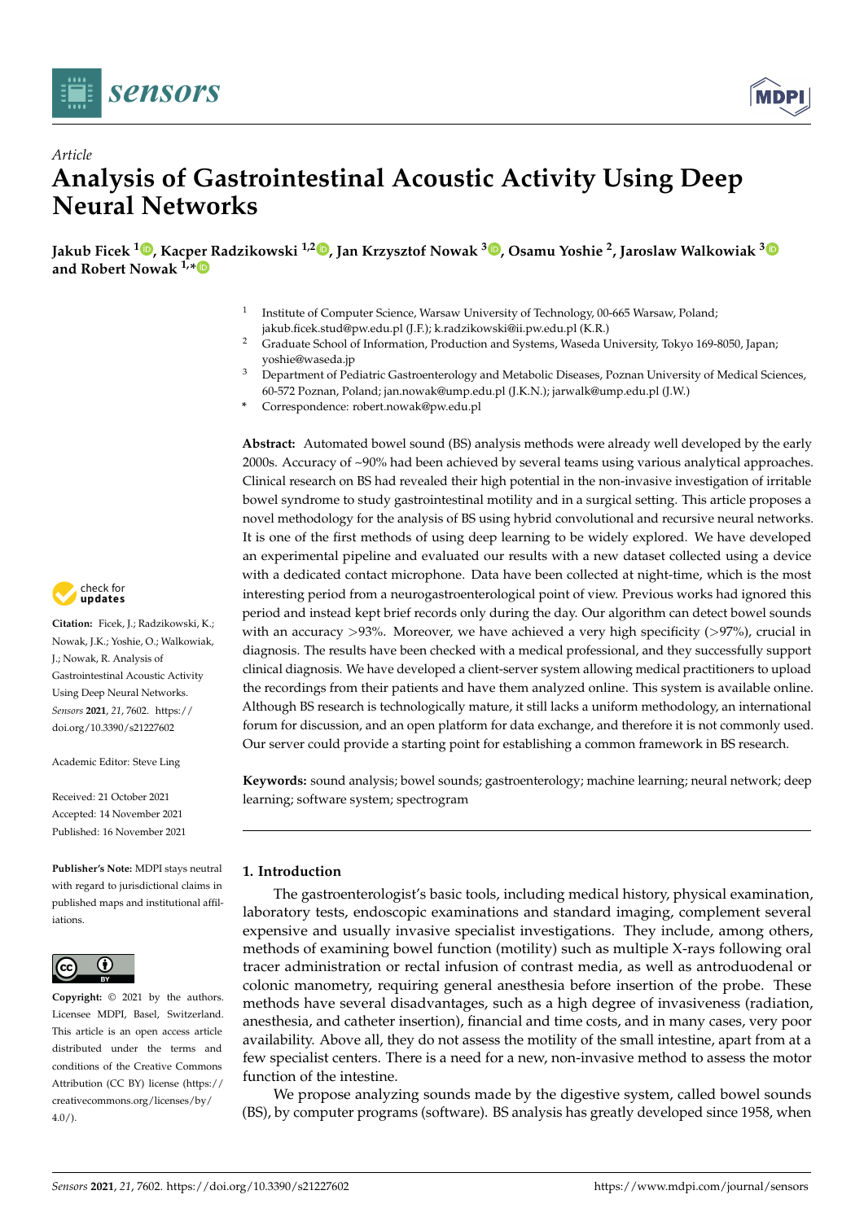*Article*

# Analysis of Gastrointestinal Acoustic Activity Using Deep Neural Networks

**Jakub Ficek [1], Kacper Radzikowski [1,2], Jan Krzysztof Nowak [3], Osamu Yoshie [2], Jaroslaw Walkowiak [3] and Robert Nowak [1,*]**

[1] Institute of Computer Science, Warsaw University of Technology, 00-665 Warsaw, Poland; jakub.ficek.stud@pw.edu.pl (J.F.); k.radzikowski@ii.pw.edu.pl (K.R.)

[2] Graduate School of Information, Production and Systems, Waseda University, Tokyo 169-8050, Japan; yoshie@waseda.jp

[3] Department of Pediatric Gastroenterology and Metabolic Diseases, Poznan University of Medical Sciences, 60-572 Poznan, Poland; jan.nowak@ump.edu.pl (J.K.N.); jarwalk@ump.edu.pl (J.W.)

\* Correspondence: robert.nowak@pw.edu.pl

**Abstract:** Automated bowel sound (BS) analysis methods were already well developed by the early 2000s. Accuracy of ~90% had been achieved by several teams using various analytical approaches. Clinical research on BS had revealed their high potential in the non-invasive investigation of irritable bowel syndrome to study gastrointestinal motility and in a surgical setting. This article proposes a novel methodology for the analysis of BS using hybrid convolutional and recursive neural networks. It is one of the first methods of using deep learning to be widely explored. We have developed an experimental pipeline and evaluated our results with a new dataset collected using a device with a dedicated contact microphone. Data have been collected at night-time, which is the most interesting period from a neurogastroenterological point of view. Previous works had ignored this period and instead kept brief records only during the day. Our algorithm can detect bowel sounds with an accuracy >93%. Moreover, we have achieved a very high specificity (>97%), crucial in diagnosis. The results have been checked with a medical professional, and they successfully support clinical diagnosis. We have developed a client-server system allowing medical practitioners to upload the recordings from their patients and have them analyzed online. This system is available online. Although BS research is technologically mature, it still lacks a uniform methodology, an international forum for discussion, and an open platform for data exchange, and therefore it is not commonly used. Our server could provide a starting point for establishing a common framework in BS research.

**Keywords:** sound analysis; bowel sounds; gastroenterology; machine learning; neural network; deep learning; software system; spectrogram

**Citation:** Ficek, J.; Radzikowski, K.; Nowak, J.K.; Yoshie, O.; Walkowiak, J.; Nowak, R. Analysis of Gastrointestinal Acoustic Activity Using Deep Neural Networks. *Sensors* **2021**, *21*, 7602. https://doi.org/10.3390/s21227602

Academic Editor: Steve Ling

Received: 21 October 2021
Accepted: 14 November 2021
Published: 16 November 2021

**Publisher's Note:** MDPI stays neutral with regard to jurisdictional claims in published maps and institutional affiliations.

**Copyright:** © 2021 by the authors. Licensee MDPI, Basel, Switzerland. This article is an open access article distributed under the terms and conditions of the Creative Commons Attribution (CC BY) license (https://creativecommons.org/licenses/by/4.0/).

## 1. Introduction

The gastroenterologist's basic tools, including medical history, physical examination, laboratory tests, endoscopic examinations and standard imaging, complement several expensive and usually invasive specialist investigations. They include, among others, methods of examining bowel function (motility) such as multiple X-rays following oral tracer administration or rectal infusion of contrast media, as well as antroduodenal or colonic manometry, requiring general anesthesia before insertion of the probe. These methods have several disadvantages, such as a high degree of invasiveness (radiation, anesthesia, and catheter insertion), financial and time costs, and in many cases, very poor availability. Above all, they do not assess the motility of the small intestine, apart from at a few specialist centers. There is a need for a new, non-invasive method to assess the motor function of the intestine.

We propose analyzing sounds made by the digestive system, called bowel sounds (BS), by computer programs (software). BS analysis has greatly developed since 1958, when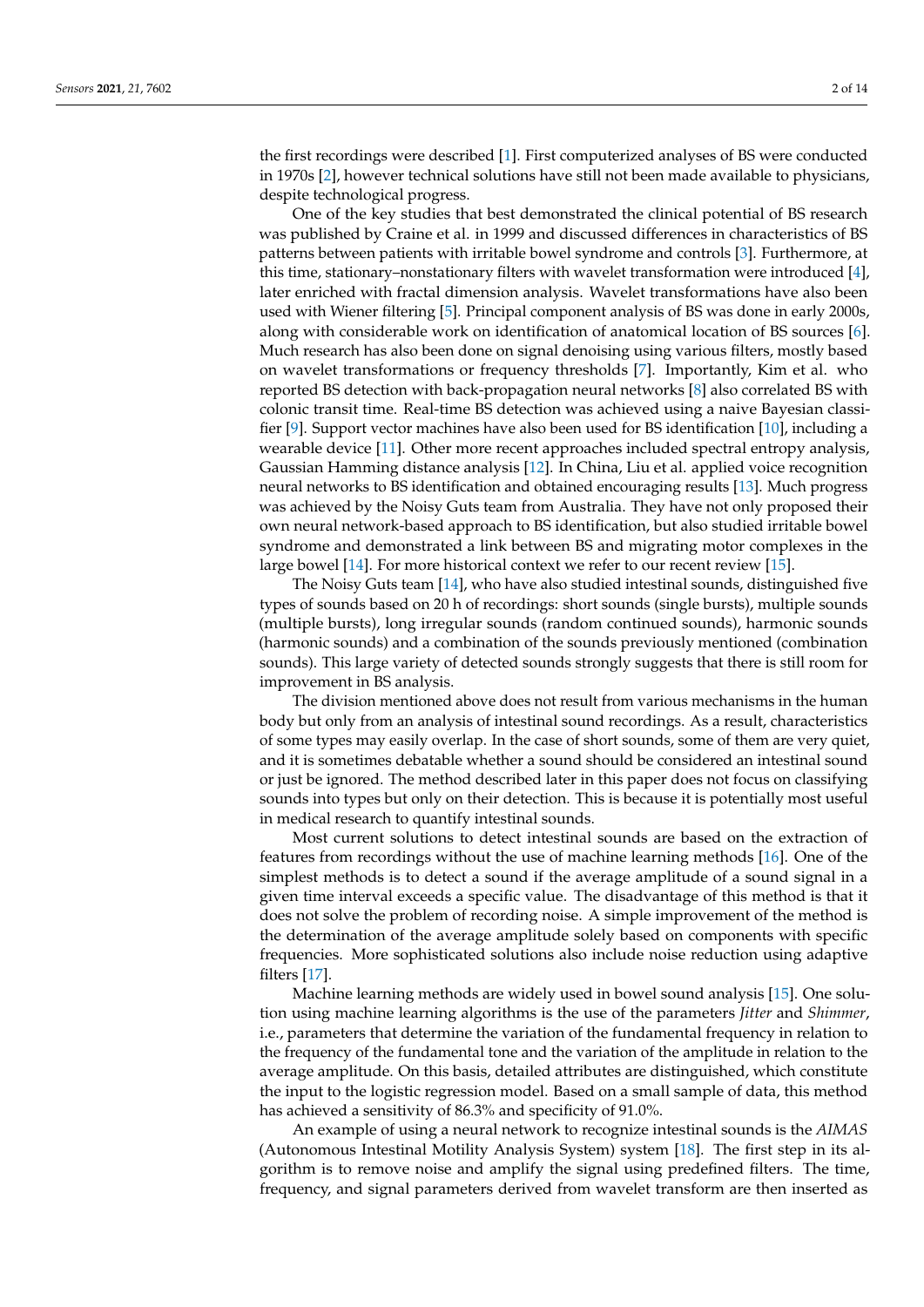the first recordings were described [1]. First computerized analyses of BS were conducted in 1970s [2], however technical solutions have still not been made available to physicians, despite technological progress.

One of the key studies that best demonstrated the clinical potential of BS research was published by Craine et al. in 1999 and discussed differences in characteristics of BS patterns between patients with irritable bowel syndrome and controls [3]. Furthermore, at this time, stationary–nonstationary filters with wavelet transformation were introduced [4], later enriched with fractal dimension analysis. Wavelet transformations have also been used with Wiener filtering [5]. Principal component analysis of BS was done in early 2000s, along with considerable work on identification of anatomical location of BS sources [6]. Much research has also been done on signal denoising using various filters, mostly based on wavelet transformations or frequency thresholds [7]. Importantly, Kim et al. who reported BS detection with back-propagation neural networks [8] also correlated BS with colonic transit time. Real-time BS detection was achieved using a naive Bayesian classifier [9]. Support vector machines have also been used for BS identification [10], including a wearable device [11]. Other more recent approaches included spectral entropy analysis, Gaussian Hamming distance analysis [12]. In China, Liu et al. applied voice recognition neural networks to BS identification and obtained encouraging results [13]. Much progress was achieved by the Noisy Guts team from Australia. They have not only proposed their own neural network-based approach to BS identification, but also studied irritable bowel syndrome and demonstrated a link between BS and migrating motor complexes in the large bowel [14]. For more historical context we refer to our recent review [15].

The Noisy Guts team [14], who have also studied intestinal sounds, distinguished five types of sounds based on 20 h of recordings: short sounds (single bursts), multiple sounds (multiple bursts), long irregular sounds (random continued sounds), harmonic sounds (harmonic sounds) and a combination of the sounds previously mentioned (combination sounds). This large variety of detected sounds strongly suggests that there is still room for improvement in BS analysis.

The division mentioned above does not result from various mechanisms in the human body but only from an analysis of intestinal sound recordings. As a result, characteristics of some types may easily overlap. In the case of short sounds, some of them are very quiet, and it is sometimes debatable whether a sound should be considered an intestinal sound or just be ignored. The method described later in this paper does not focus on classifying sounds into types but only on their detection. This is because it is potentially most useful in medical research to quantify intestinal sounds.

Most current solutions to detect intestinal sounds are based on the extraction of features from recordings without the use of machine learning methods [16]. One of the simplest methods is to detect a sound if the average amplitude of a sound signal in a given time interval exceeds a specific value. The disadvantage of this method is that it does not solve the problem of recording noise. A simple improvement of the method is the determination of the average amplitude solely based on components with specific frequencies. More sophisticated solutions also include noise reduction using adaptive filters [17].

Machine learning methods are widely used in bowel sound analysis [15]. One solution using machine learning algorithms is the use of the parameters *Jitter* and *Shimmer*, i.e., parameters that determine the variation of the fundamental frequency in relation to the frequency of the fundamental tone and the variation of the amplitude in relation to the average amplitude. On this basis, detailed attributes are distinguished, which constitute the input to the logistic regression model. Based on a small sample of data, this method has achieved a sensitivity of 86.3% and specificity of 91.0%.

An example of using a neural network to recognize intestinal sounds is the *AIMAS* (Autonomous Intestinal Motility Analysis System) system [18]. The first step in its algorithm is to remove noise and amplify the signal using predefined filters. The time, frequency, and signal parameters derived from wavelet transform are then inserted as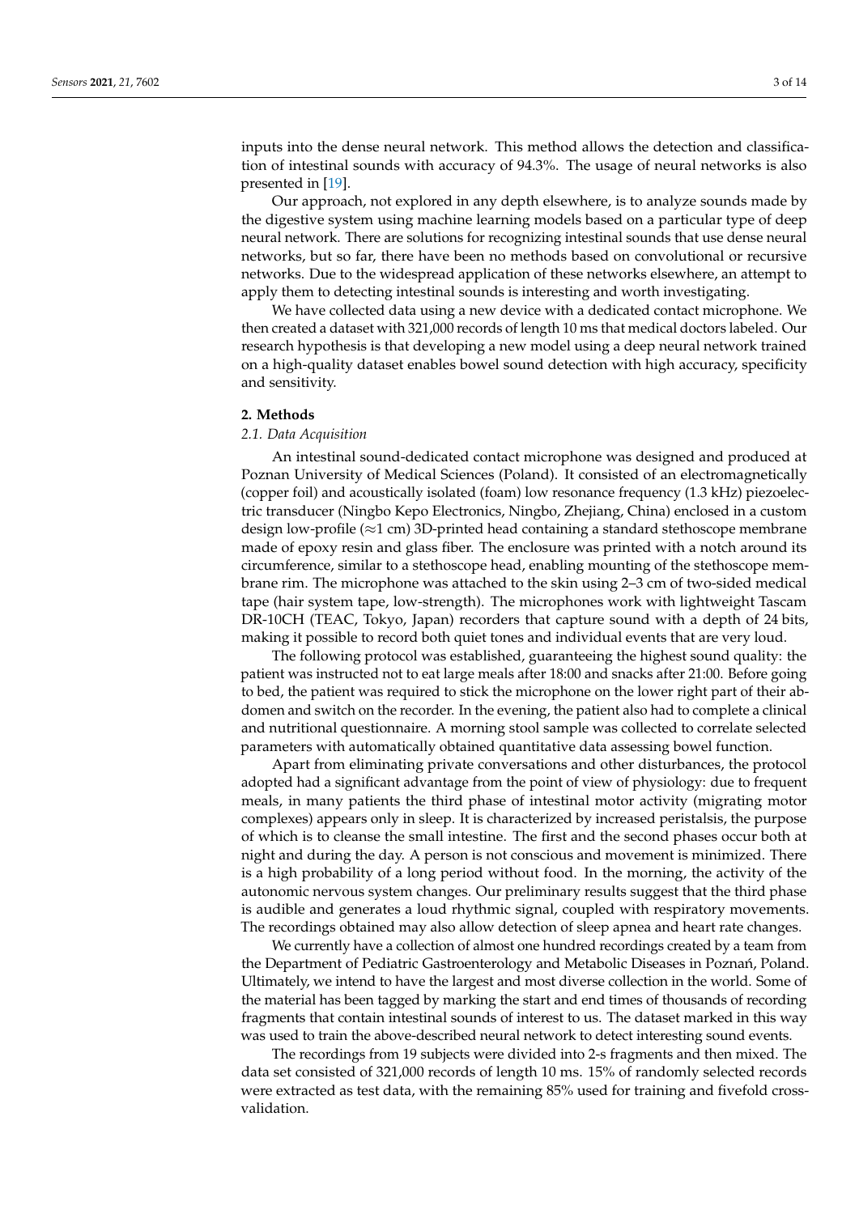inputs into the dense neural network. This method allows the detection and classification of intestinal sounds with accuracy of 94.3%. The usage of neural networks is also presented in [19].

Our approach, not explored in any depth elsewhere, is to analyze sounds made by the digestive system using machine learning models based on a particular type of deep neural network. There are solutions for recognizing intestinal sounds that use dense neural networks, but so far, there have been no methods based on convolutional or recursive networks. Due to the widespread application of these networks elsewhere, an attempt to apply them to detecting intestinal sounds is interesting and worth investigating.

We have collected data using a new device with a dedicated contact microphone. We then created a dataset with 321,000 records of length 10 ms that medical doctors labeled. Our research hypothesis is that developing a new model using a deep neural network trained on a high-quality dataset enables bowel sound detection with high accuracy, specificity and sensitivity.

## 2. Methods

### 2.1. Data Acquisition

An intestinal sound-dedicated contact microphone was designed and produced at Poznan University of Medical Sciences (Poland). It consisted of an electromagnetically (copper foil) and acoustically isolated (foam) low resonance frequency (1.3 kHz) piezoelectric transducer (Ningbo Kepo Electronics, Ningbo, Zhejiang, China) enclosed in a custom design low-profile ($\approx$1 cm) 3D-printed head containing a standard stethoscope membrane made of epoxy resin and glass fiber. The enclosure was printed with a notch around its circumference, similar to a stethoscope head, enabling mounting of the stethoscope membrane rim. The microphone was attached to the skin using 2–3 cm of two-sided medical tape (hair system tape, low-strength). The microphones work with lightweight Tascam DR-10CH (TEAC, Tokyo, Japan) recorders that capture sound with a depth of 24 bits, making it possible to record both quiet tones and individual events that are very loud.

The following protocol was established, guaranteeing the highest sound quality: the patient was instructed not to eat large meals after 18:00 and snacks after 21:00. Before going to bed, the patient was required to stick the microphone on the lower right part of their abdomen and switch on the recorder. In the evening, the patient also had to complete a clinical and nutritional questionnaire. A morning stool sample was collected to correlate selected parameters with automatically obtained quantitative data assessing bowel function.

Apart from eliminating private conversations and other disturbances, the protocol adopted had a significant advantage from the point of view of physiology: due to frequent meals, in many patients the third phase of intestinal motor activity (migrating motor complexes) appears only in sleep. It is characterized by increased peristalsis, the purpose of which is to cleanse the small intestine. The first and the second phases occur both at night and during the day. A person is not conscious and movement is minimized. There is a high probability of a long period without food. In the morning, the activity of the autonomic nervous system changes. Our preliminary results suggest that the third phase is audible and generates a loud rhythmic signal, coupled with respiratory movements. The recordings obtained may also allow detection of sleep apnea and heart rate changes.

We currently have a collection of almost one hundred recordings created by a team from the Department of Pediatric Gastroenterology and Metabolic Diseases in Poznań, Poland. Ultimately, we intend to have the largest and most diverse collection in the world. Some of the material has been tagged by marking the start and end times of thousands of recording fragments that contain intestinal sounds of interest to us. The dataset marked in this way was used to train the above-described neural network to detect interesting sound events.

The recordings from 19 subjects were divided into 2-s fragments and then mixed. The data set consisted of 321,000 records of length 10 ms. 15% of randomly selected records were extracted as test data, with the remaining 85% used for training and fivefold cross-validation.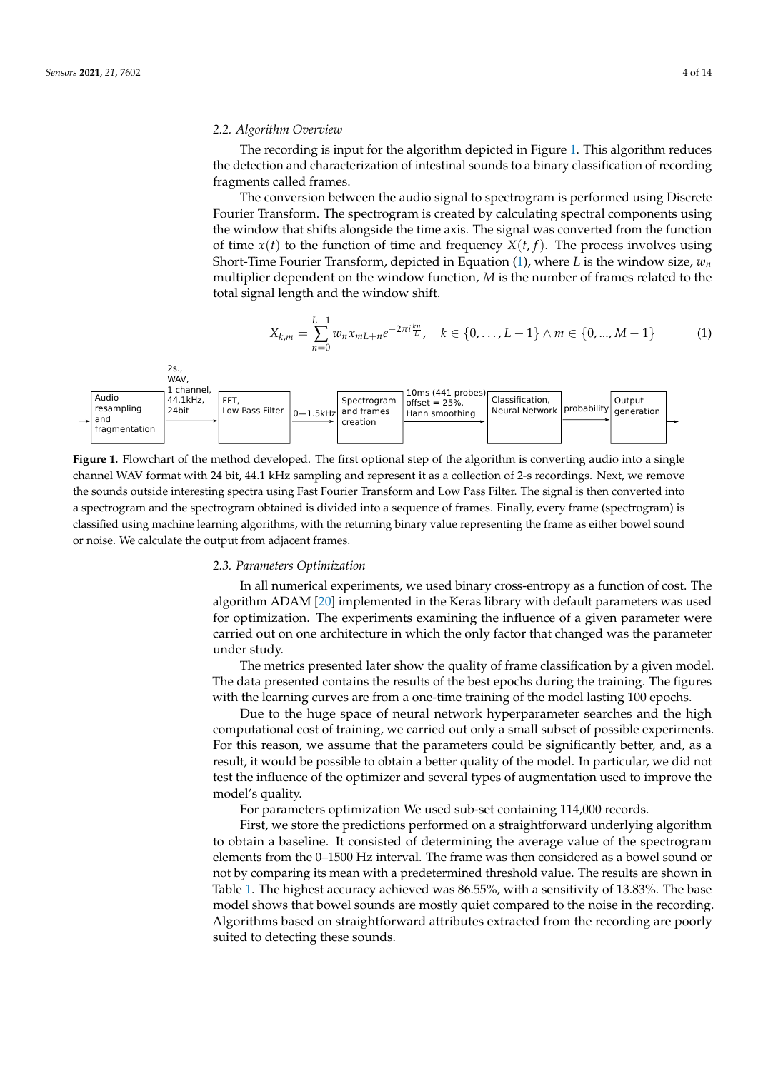### 2.2. Algorithm Overview

The recording is input for the algorithm depicted in Figure 1. This algorithm reduces the detection and characterization of intestinal sounds to a binary classification of recording fragments called frames.

The conversion between the audio signal to spectrogram is performed using Discrete Fourier Transform. The spectrogram is created by calculating spectral components using the window that shifts alongside the time axis. The signal was converted from the function of time $x(t)$ to the function of time and frequency $X(t, f)$. The process involves using Short-Time Fourier Transform, depicted in Equation (1), where $L$ is the window size, $w_n$ multiplier dependent on the window function, $M$ is the number of frames related to the total signal length and the window shift.

$$X_{k,m} = \sum_{n=0}^{L-1} w_n x_{mL+n} e^{-2\pi i \frac{kn}{L}}, \quad k \in \{0, \ldots, L-1\} \wedge m \in \{0, ..., M-1\} \tag{1}$$

Audio resampling and fragmentation → (2s., WAV, 1 channel, 44.1kHz, 24bit) → FFT, Low Pass Filter → (0—1.5kHz) → Spectrogram and frames creation → (10ms (441 probes) offset = 25%, Hann smoothing) → Classification, Neural Network → (probability) → Output generation →

**Figure 1.** Flowchart of the method developed. The first optional step of the algorithm is converting audio into a single channel WAV format with 24 bit, 44.1 kHz sampling and represent it as a collection of 2-s recordings. Next, we remove the sounds outside interesting spectra using Fast Fourier Transform and Low Pass Filter. The signal is then converted into a spectrogram and the spectrogram obtained is divided into a sequence of frames. Finally, every frame (spectrogram) is classified using machine learning algorithms, with the returning binary value representing the frame as either bowel sound or noise. We calculate the output from adjacent frames.

### 2.3. Parameters Optimization

In all numerical experiments, we used binary cross-entropy as a function of cost. The algorithm ADAM [20] implemented in the Keras library with default parameters was used for optimization. The experiments examining the influence of a given parameter were carried out on one architecture in which the only factor that changed was the parameter under study.

The metrics presented later show the quality of frame classification by a given model. The data presented contains the results of the best epochs during the training. The figures with the learning curves are from a one-time training of the model lasting 100 epochs.

Due to the huge space of neural network hyperparameter searches and the high computational cost of training, we carried out only a small subset of possible experiments. For this reason, we assume that the parameters could be significantly better, and, as a result, it would be possible to obtain a better quality of the model. In particular, we did not test the influence of the optimizer and several types of augmentation used to improve the model's quality.

For parameters optimization We used sub-set containing 114,000 records.

First, we store the predictions performed on a straightforward underlying algorithm to obtain a baseline. It consisted of determining the average value of the spectrogram elements from the 0–1500 Hz interval. The frame was then considered as a bowel sound or not by comparing its mean with a predetermined threshold value. The results are shown in Table 1. The highest accuracy achieved was 86.55%, with a sensitivity of 13.83%. The base model shows that bowel sounds are mostly quiet compared to the noise in the recording. Algorithms based on straightforward attributes extracted from the recording are poorly suited to detecting these sounds.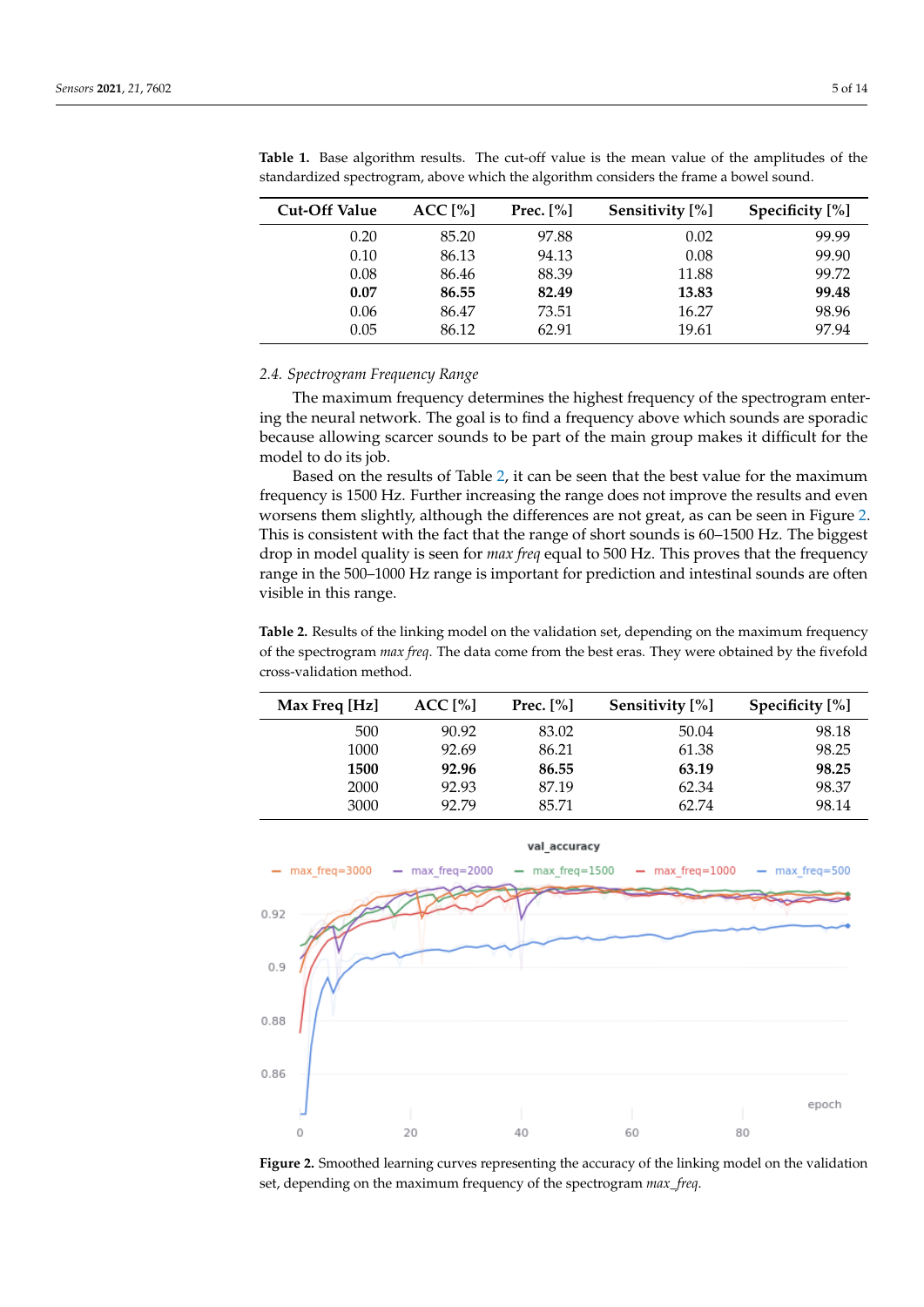**Table 1.** Base algorithm results. The cut-off value is the mean value of the amplitudes of the standardized spectrogram, above which the algorithm considers the frame a bowel sound.

| Cut-Off Value | ACC [%] | Prec. [%] | Sensitivity [%] | Specificity [%] |
|---|---|---|---|---|
| 0.20 | 85.20 | 97.88 | 0.02 | 99.99 |
| 0.10 | 86.13 | 94.13 | 0.08 | 99.90 |
| 0.08 | 86.46 | 88.39 | 11.88 | 99.72 |
| **0.07** | **86.55** | **82.49** | **13.83** | **99.48** |
| 0.06 | 86.47 | 73.51 | 16.27 | 98.96 |
| 0.05 | 86.12 | 62.91 | 19.61 | 97.94 |

### 2.4. Spectrogram Frequency Range

The maximum frequency determines the highest frequency of the spectrogram entering the neural network. The goal is to find a frequency above which sounds are sporadic because allowing scarcer sounds to be part of the main group makes it difficult for the model to do its job.

Based on the results of Table 2, it can be seen that the best value for the maximum frequency is 1500 Hz. Further increasing the range does not improve the results and even worsens them slightly, although the differences are not great, as can be seen in Figure 2. This is consistent with the fact that the range of short sounds is 60–1500 Hz. The biggest drop in model quality is seen for *max freq* equal to 500 Hz. This proves that the frequency range in the 500–1000 Hz range is important for prediction and intestinal sounds are often visible in this range.

**Table 2.** Results of the linking model on the validation set, depending on the maximum frequency of the spectrogram *max freq*. The data come from the best eras. They were obtained by the fivefold cross-validation method.

| Max Freq [Hz] | ACC [%] | Prec. [%] | Sensitivity [%] | Specificity [%] |
|---|---|---|---|---|
| 500 | 90.92 | 83.02 | 50.04 | 98.18 |
| 1000 | 92.69 | 86.21 | 61.38 | 98.25 |
| **1500** | **92.96** | **86.55** | **63.19** | **98.25** |
| 2000 | 92.93 | 87.19 | 62.34 | 98.37 |
| 3000 | 92.79 | 85.71 | 62.74 | 98.14 |

**Figure 2.** Smoothed learning curves representing the accuracy of the linking model on the validation set, depending on the maximum frequency of the spectrogram *max_freq*.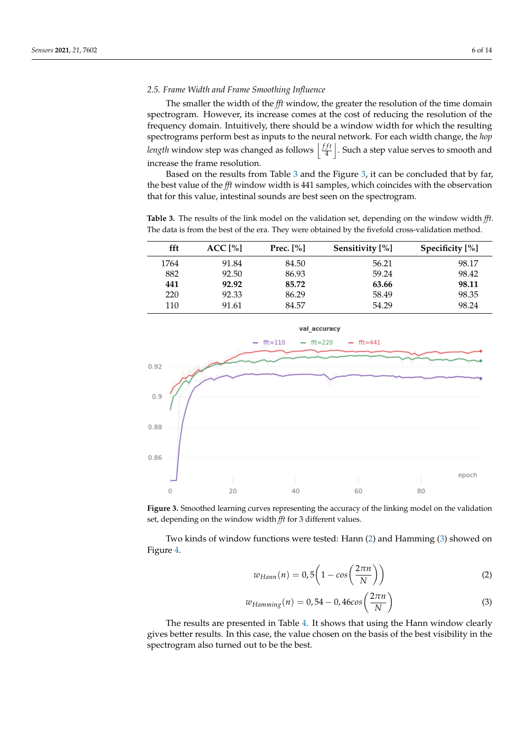### 2.5. Frame Width and Frame Smoothing Influence

The smaller the width of the *fft* window, the greater the resolution of the time domain spectrogram. However, its increase comes at the cost of reducing the resolution of the frequency domain. Intuitively, there should be a window width for which the resulting spectrograms perform best as inputs to the neural network. For each width change, the *hop length* window step was changed as follows $\left\lfloor \frac{fft}{4} \right\rfloor$. Such a step value serves to smooth and increase the frame resolution.

Based on the results from Table 3 and the Figure 3, it can be concluded that by far, the best value of the *fft* window width is 441 samples, which coincides with the observation that for this value, intestinal sounds are best seen on the spectrogram.

**Table 3.** The results of the link model on the validation set, depending on the window width *fft*. The data is from the best of the era. They were obtained by the fivefold cross-validation method.

| fft | ACC [%] | Prec. [%] | Sensitivity [%] | Specificity [%] |
|---|---|---|---|---|
| 1764 | 91.84 | 84.50 | 56.21 | 98.17 |
| 882 | 92.50 | 86.93 | 59.24 | 98.42 |
| **441** | **92.92** | **85.72** | **63.66** | **98.11** |
| 220 | 92.33 | 86.29 | 58.49 | 98.35 |
| 110 | 91.61 | 84.57 | 54.29 | 98.24 |

**Figure 3.** Smoothed learning curves representing the accuracy of the linking model on the validation set, depending on the window width *fft* for 3 different values.

Two kinds of window functions were tested: Hann (2) and Hamming (3) showed on Figure 4.

$$w_{Hann}(n) = 0,5\left(1 - cos\left(\frac{2\pi n}{N}\right)\right) \tag{2}$$

$$w_{Hamming}(n) = 0,54 - 0,46cos\left(\frac{2\pi n}{N}\right) \tag{3}$$

The results are presented in Table 4. It shows that using the Hann window clearly gives better results. In this case, the value chosen on the basis of the best visibility in the spectrogram also turned out to be the best.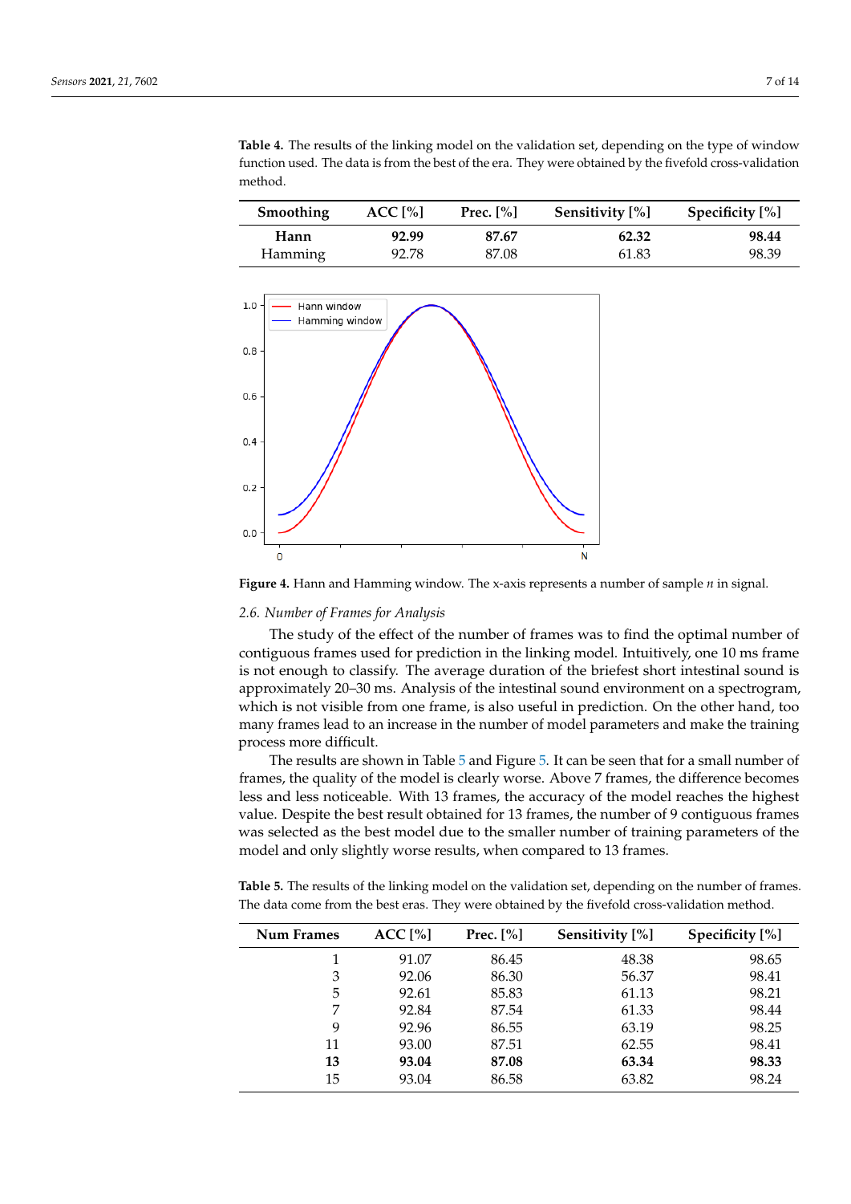**Table 4.** The results of the linking model on the validation set, depending on the type of window function used. The data is from the best of the era. They were obtained by the fivefold cross-validation method.

| Smoothing | ACC [%] | Prec. [%] | Sensitivity [%] | Specificity [%] |
|---|---|---|---|---|
| **Hann** | **92.99** | **87.67** | **62.32** | **98.44** |
| Hamming | 92.78 | 87.08 | 61.83 | 98.39 |

**Figure 4.** Hann and Hamming window. The x-axis represents a number of sample $n$ in signal.

### 2.6. Number of Frames for Analysis

The study of the effect of the number of frames was to find the optimal number of contiguous frames used for prediction in the linking model. Intuitively, one 10 ms frame is not enough to classify. The average duration of the briefest short intestinal sound is approximately 20–30 ms. Analysis of the intestinal sound environment on a spectrogram, which is not visible from one frame, is also useful in prediction. On the other hand, too many frames lead to an increase in the number of model parameters and make the training process more difficult.

The results are shown in Table 5 and Figure 5. It can be seen that for a small number of frames, the quality of the model is clearly worse. Above 7 frames, the difference becomes less and less noticeable. With 13 frames, the accuracy of the model reaches the highest value. Despite the best result obtained for 13 frames, the number of 9 contiguous frames was selected as the best model due to the smaller number of training parameters of the model and only slightly worse results, when compared to 13 frames.

**Table 5.** The results of the linking model on the validation set, depending on the number of frames. The data come from the best eras. They were obtained by the fivefold cross-validation method.

| Num Frames | ACC [%] | Prec. [%] | Sensitivity [%] | Specificity [%] |
|---|---|---|---|---|
| 1 | 91.07 | 86.45 | 48.38 | 98.65 |
| 3 | 92.06 | 86.30 | 56.37 | 98.41 |
| 5 | 92.61 | 85.83 | 61.13 | 98.21 |
| 7 | 92.84 | 87.54 | 61.33 | 98.44 |
| 9 | 92.96 | 86.55 | 63.19 | 98.25 |
| 11 | 93.00 | 87.51 | 62.55 | 98.41 |
| **13** | **93.04** | **87.08** | **63.34** | **98.33** |
| 15 | 93.04 | 86.58 | 63.82 | 98.24 |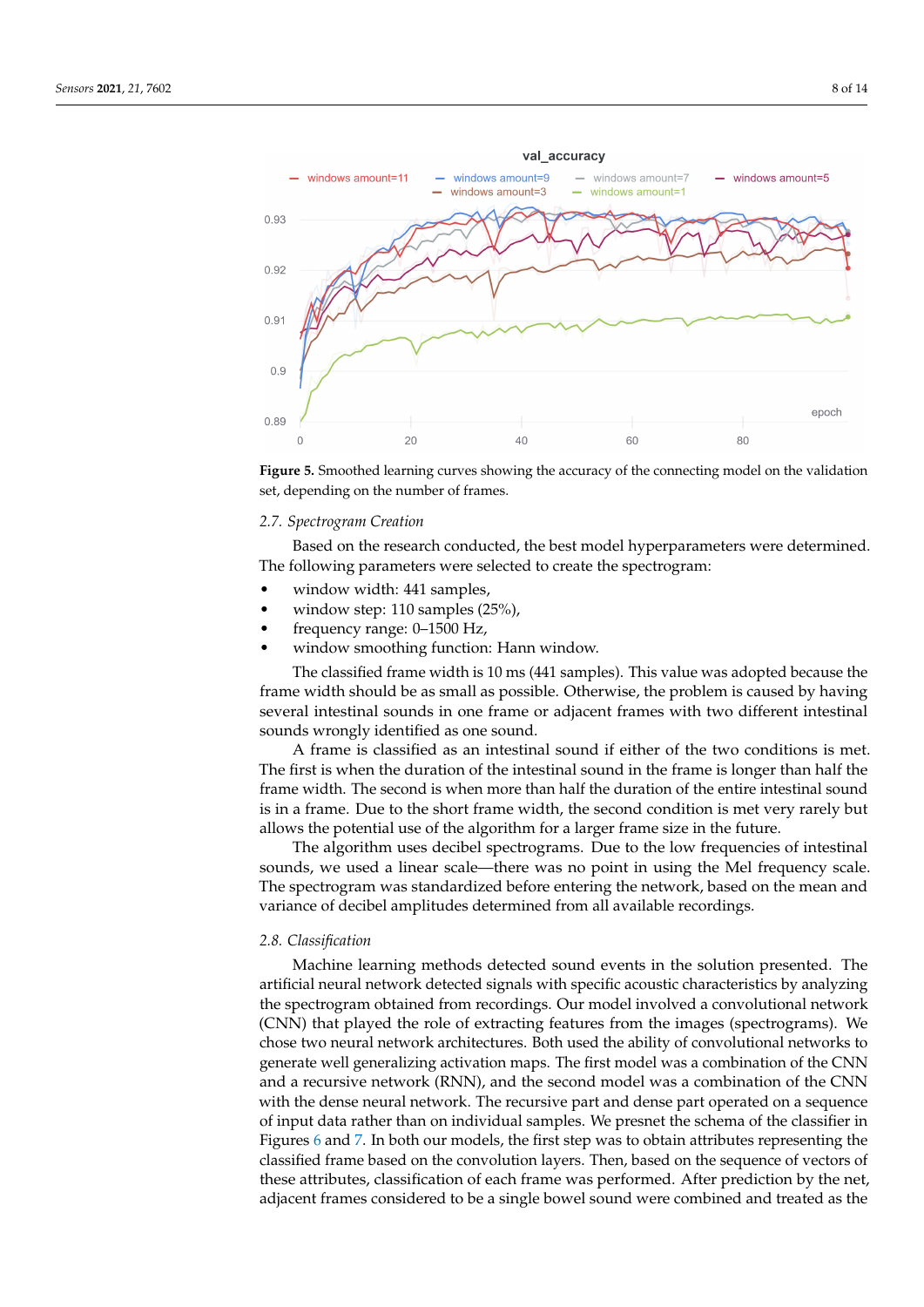**Figure 5.** Smoothed learning curves showing the accuracy of the connecting model on the validation set, depending on the number of frames.

### 2.7. Spectrogram Creation

Based on the research conducted, the best model hyperparameters were determined. The following parameters were selected to create the spectrogram:

- window width: 441 samples,
- window step: 110 samples (25%),
- frequency range: 0–1500 Hz,
- window smoothing function: Hann window.

The classified frame width is 10 ms (441 samples). This value was adopted because the frame width should be as small as possible. Otherwise, the problem is caused by having several intestinal sounds in one frame or adjacent frames with two different intestinal sounds wrongly identified as one sound.

A frame is classified as an intestinal sound if either of the two conditions is met. The first is when the duration of the intestinal sound in the frame is longer than half the frame width. The second is when more than half the duration of the entire intestinal sound is in a frame. Due to the short frame width, the second condition is met very rarely but allows the potential use of the algorithm for a larger frame size in the future.

The algorithm uses decibel spectrograms. Due to the low frequencies of intestinal sounds, we used a linear scale—there was no point in using the Mel frequency scale. The spectrogram was standardized before entering the network, based on the mean and variance of decibel amplitudes determined from all available recordings.

### 2.8. Classification

Machine learning methods detected sound events in the solution presented. The artificial neural network detected signals with specific acoustic characteristics by analyzing the spectrogram obtained from recordings. Our model involved a convolutional network (CNN) that played the role of extracting features from the images (spectrograms). We chose two neural network architectures. Both used the ability of convolutional networks to generate well generalizing activation maps. The first model was a combination of the CNN and a recursive network (RNN), and the second model was a combination of the CNN with the dense neural network. The recursive part and dense part operated on a sequence of input data rather than on individual samples. We presnet the schema of the classifier in Figures 6 and 7. In both our models, the first step was to obtain attributes representing the classified frame based on the convolution layers. Then, based on the sequence of vectors of these attributes, classification of each frame was performed. After prediction by the net, adjacent frames considered to be a single bowel sound were combined and treated as the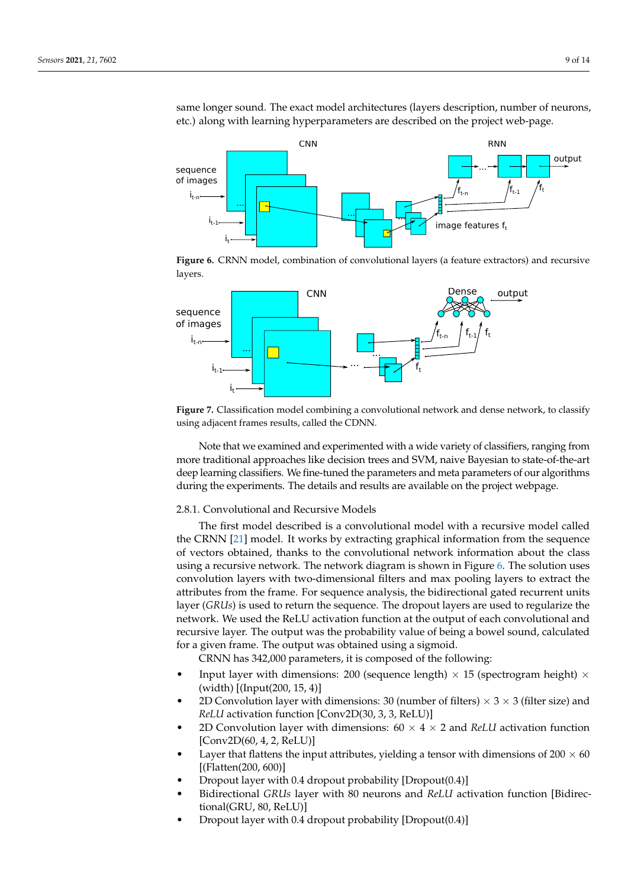same longer sound. The exact model architectures (layers description, number of neurons, etc.) along with learning hyperparameters are described on the project web-page.

**Figure 6.** CRNN model, combination of convolutional layers (a feature extractors) and recursive layers.

**Figure 7.** Classification model combining a convolutional network and dense network, to classify using adjacent frames results, called the CDNN.

Note that we examined and experimented with a wide variety of classifiers, ranging from more traditional approaches like decision trees and SVM, naive Bayesian to state-of-the-art deep learning classifiers. We fine-tuned the parameters and meta parameters of our algorithms during the experiments. The details and results are available on the project webpage.

#### 2.8.1. Convolutional and Recursive Models

The first model described is a convolutional model with a recursive model called the CRNN [21] model. It works by extracting graphical information from the sequence of vectors obtained, thanks to the convolutional network information about the class using a recursive network. The network diagram is shown in Figure 6. The solution uses convolution layers with two-dimensional filters and max pooling layers to extract the attributes from the frame. For sequence analysis, the bidirectional gated recurrent units layer (*GRUs*) is used to return the sequence. The dropout layers are used to regularize the network. We used the ReLU activation function at the output of each convolutional and recursive layer. The output was the probability value of being a bowel sound, calculated for a given frame. The output was obtained using a sigmoid.

CRNN has 342,000 parameters, it is composed of the following:

- Input layer with dimensions: 200 (sequence length) $\times$ 15 (spectrogram height) $\times$ (width) [(Input(200, 15, 4)]
- 2D Convolution layer with dimensions: 30 (number of filters) $\times$ 3 $\times$ 3 (filter size) and *ReLU* activation function [Conv2D(30, 3, 3, ReLU)]
- 2D Convolution layer with dimensions: 60 $\times$ 4 $\times$ 2 and *ReLU* activation function [Conv2D(60, 4, 2, ReLU)]
- Layer that flattens the input attributes, yielding a tensor with dimensions of 200 $\times$ 60 [(Flatten(200, 600)]
- Dropout layer with 0.4 dropout probability [Dropout(0.4)]
- Bidirectional *GRUs* layer with 80 neurons and *ReLU* activation function [Bidirectional(GRU, 80, ReLU)]
- Dropout layer with 0.4 dropout probability [Dropout(0.4)]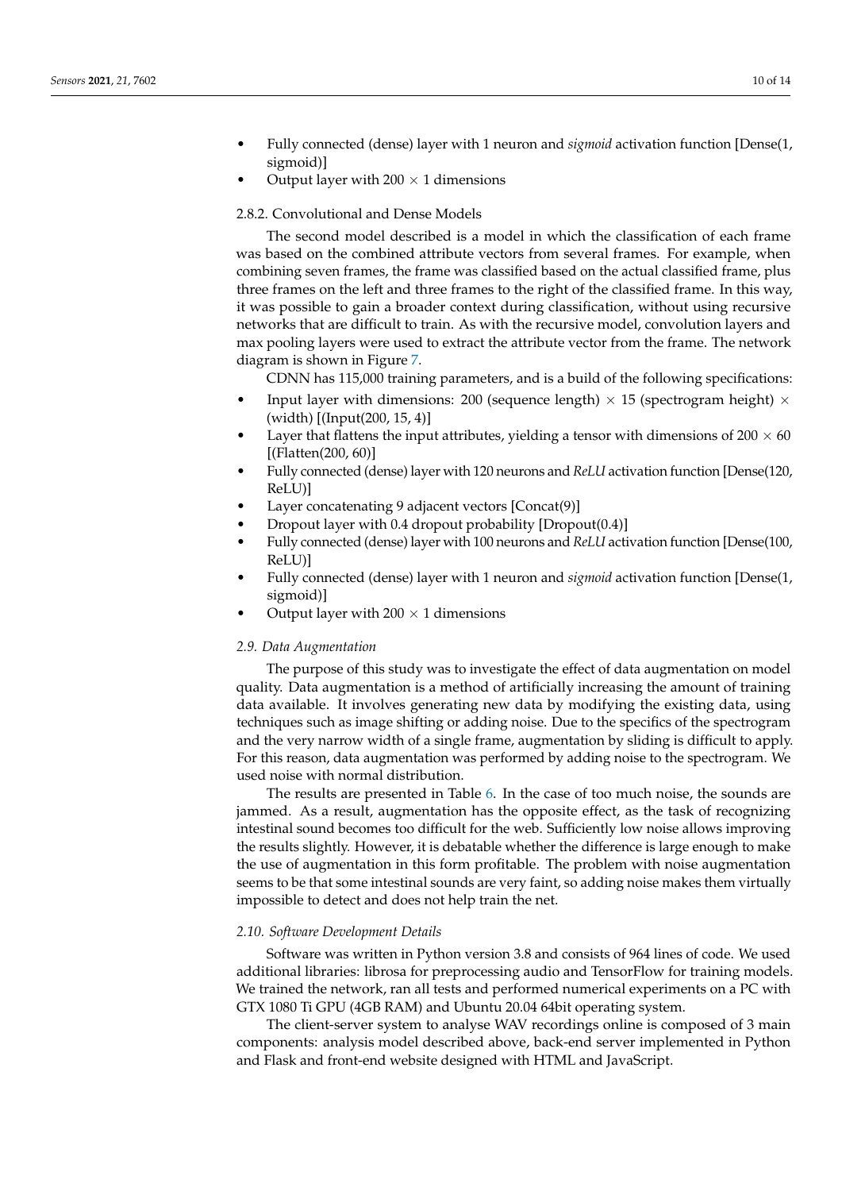- Fully connected (dense) layer with 1 neuron and *sigmoid* activation function [Dense(1, sigmoid)]
- Output layer with 200 $\times$ 1 dimensions

#### 2.8.2. Convolutional and Dense Models

The second model described is a model in which the classification of each frame was based on the combined attribute vectors from several frames. For example, when combining seven frames, the frame was classified based on the actual classified frame, plus three frames on the left and three frames to the right of the classified frame. In this way, it was possible to gain a broader context during classification, without using recursive networks that are difficult to train. As with the recursive model, convolution layers and max pooling layers were used to extract the attribute vector from the frame. The network diagram is shown in Figure 7.

CDNN has 115,000 training parameters, and is a build of the following specifications:

- Input layer with dimensions: 200 (sequence length) $\times$ 15 (spectrogram height) $\times$ (width) [(Input(200, 15, 4)]
- Layer that flattens the input attributes, yielding a tensor with dimensions of 200 $\times$ 60 [(Flatten(200, 60)]
- Fully connected (dense) layer with 120 neurons and *ReLU* activation function [Dense(120, ReLU)]
- Layer concatenating 9 adjacent vectors [Concat(9)]
- Dropout layer with 0.4 dropout probability [Dropout(0.4)]
- Fully connected (dense) layer with 100 neurons and *ReLU* activation function [Dense(100, ReLU)]
- Fully connected (dense) layer with 1 neuron and *sigmoid* activation function [Dense(1, sigmoid)]
- Output layer with 200 $\times$ 1 dimensions

### *2.9. Data Augmentation*

The purpose of this study was to investigate the effect of data augmentation on model quality. Data augmentation is a method of artificially increasing the amount of training data available. It involves generating new data by modifying the existing data, using techniques such as image shifting or adding noise. Due to the specifics of the spectrogram and the very narrow width of a single frame, augmentation by sliding is difficult to apply. For this reason, data augmentation was performed by adding noise to the spectrogram. We used noise with normal distribution.

The results are presented in Table 6. In the case of too much noise, the sounds are jammed. As a result, augmentation has the opposite effect, as the task of recognizing intestinal sound becomes too difficult for the web. Sufficiently low noise allows improving the results slightly. However, it is debatable whether the difference is large enough to make the use of augmentation in this form profitable. The problem with noise augmentation seems to be that some intestinal sounds are very faint, so adding noise makes them virtually impossible to detect and does not help train the net.

### *2.10. Software Development Details*

Software was written in Python version 3.8 and consists of 964 lines of code. We used additional libraries: librosa for preprocessing audio and TensorFlow for training models. We trained the network, ran all tests and performed numerical experiments on a PC with GTX 1080 Ti GPU (4GB RAM) and Ubuntu 20.04 64bit operating system.

The client-server system to analyse WAV recordings online is composed of 3 main components: analysis model described above, back-end server implemented in Python and Flask and front-end website designed with HTML and JavaScript.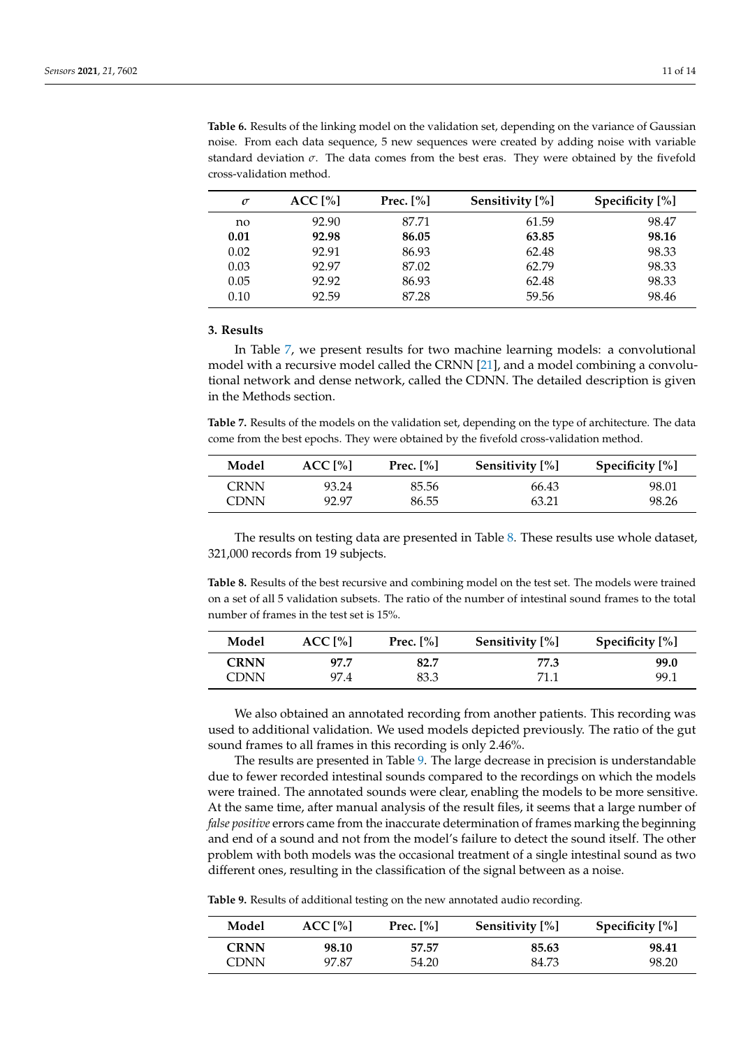**Table 6.** Results of the linking model on the validation set, depending on the variance of Gaussian noise. From each data sequence, 5 new sequences were created by adding noise with variable standard deviation $\sigma$. The data comes from the best eras. They were obtained by the fivefold cross-validation method.

| $\sigma$ | ACC [%] | Prec. [%] | Sensitivity [%] | Specificity [%] |
|---|---|---|---|---|
| no | 92.90 | 87.71 | 61.59 | 98.47 |
| **0.01** | **92.98** | **86.05** | **63.85** | **98.16** |
| 0.02 | 92.91 | 86.93 | 62.48 | 98.33 |
| 0.03 | 92.97 | 87.02 | 62.79 | 98.33 |
| 0.05 | 92.92 | 86.93 | 62.48 | 98.33 |
| 0.10 | 92.59 | 87.28 | 59.56 | 98.46 |

## 3. Results

In Table 7, we present results for two machine learning models: a convolutional model with a recursive model called the CRNN [21], and a model combining a convolutional network and dense network, called the CDNN. The detailed description is given in the Methods section.

**Table 7.** Results of the models on the validation set, depending on the type of architecture. The data come from the best epochs. They were obtained by the fivefold cross-validation method.

| Model | ACC [%] | Prec. [%] | Sensitivity [%] | Specificity [%] |
|---|---|---|---|---|
| CRNN | 93.24 | 85.56 | 66.43 | 98.01 |
| CDNN | 92.97 | 86.55 | 63.21 | 98.26 |

The results on testing data are presented in Table 8. These results use whole dataset, 321,000 records from 19 subjects.

**Table 8.** Results of the best recursive and combining model on the test set. The models were trained on a set of all 5 validation subsets. The ratio of the number of intestinal sound frames to the total number of frames in the test set is 15%.

| Model | ACC [%] | Prec. [%] | Sensitivity [%] | Specificity [%] |
|---|---|---|---|---|
| **CRNN** | **97.7** | **82.7** | **77.3** | **99.0** |
| CDNN | 97.4 | 83.3 | 71.1 | 99.1 |

We also obtained an annotated recording from another patients. This recording was used to additional validation. We used models depicted previously. The ratio of the gut sound frames to all frames in this recording is only 2.46%.

The results are presented in Table 9. The large decrease in precision is understandable due to fewer recorded intestinal sounds compared to the recordings on which the models were trained. The annotated sounds were clear, enabling the models to be more sensitive. At the same time, after manual analysis of the result files, it seems that a large number of *false positive* errors came from the inaccurate determination of frames marking the beginning and end of a sound and not from the model's failure to detect the sound itself. The other problem with both models was the occasional treatment of a single intestinal sound as two different ones, resulting in the classification of the signal between as a noise.

**Table 9.** Results of additional testing on the new annotated audio recording.

| Model | ACC [%] | Prec. [%] | Sensitivity [%] | Specificity [%] |
|---|---|---|---|---|
| **CRNN** | **98.10** | **57.57** | **85.63** | **98.41** |
| CDNN | 97.87 | 54.20 | 84.73 | 98.20 |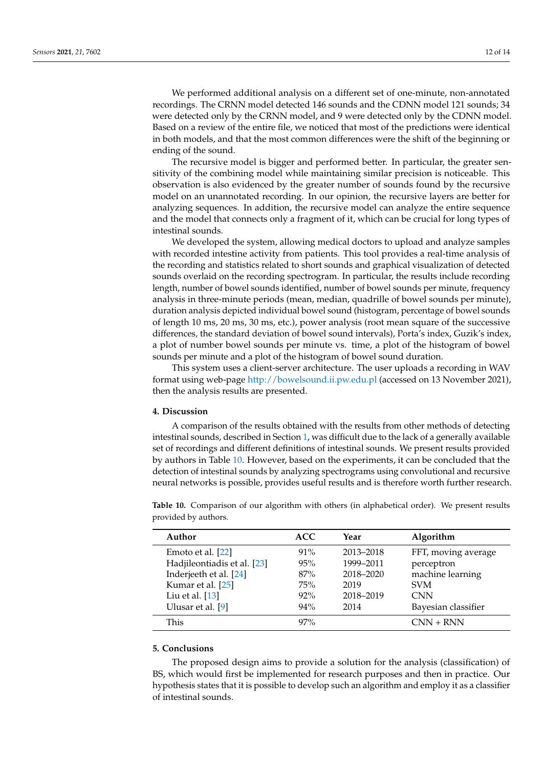We performed additional analysis on a different set of one-minute, non-annotated recordings. The CRNN model detected 146 sounds and the CDNN model 121 sounds; 34 were detected only by the CRNN model, and 9 were detected only by the CDNN model. Based on a review of the entire file, we noticed that most of the predictions were identical in both models, and that the most common differences were the shift of the beginning or ending of the sound.

The recursive model is bigger and performed better. In particular, the greater sensitivity of the combining model while maintaining similar precision is noticeable. This observation is also evidenced by the greater number of sounds found by the recursive model on an unannotated recording. In our opinion, the recursive layers are better for analyzing sequences. In addition, the recursive model can analyze the entire sequence and the model that connects only a fragment of it, which can be crucial for long types of intestinal sounds.

We developed the system, allowing medical doctors to upload and analyze samples with recorded intestine activity from patients. This tool provides a real-time analysis of the recording and statistics related to short sounds and graphical visualization of detected sounds overlaid on the recording spectrogram. In particular, the results include recording length, number of bowel sounds identified, number of bowel sounds per minute, frequency analysis in three-minute periods (mean, median, quadrille of bowel sounds per minute), duration analysis depicted individual bowel sound (histogram, percentage of bowel sounds of length 10 ms, 20 ms, 30 ms, etc.), power analysis (root mean square of the successive differences, the standard deviation of bowel sound intervals), Porta's index, Guzik's index, a plot of number bowel sounds per minute vs. time, a plot of the histogram of bowel sounds per minute and a plot of the histogram of bowel sound duration.

This system uses a client-server architecture. The user uploads a recording in WAV format using web-page http://bowelsound.ii.pw.edu.pl (accessed on 13 November 2021), then the analysis results are presented.

## 4. Discussion

A comparison of the results obtained with the results from other methods of detecting intestinal sounds, described in Section 1, was difficult due to the lack of a generally available set of recordings and different definitions of intestinal sounds. We present results provided by authors in Table 10. However, based on the experiments, it can be concluded that the detection of intestinal sounds by analyzing spectrograms using convolutional and recursive neural networks is possible, provides useful results and is therefore worth further research.

**Table 10.** Comparison of our algorithm with others (in alphabetical order). We present results provided by authors.

| Author | ACC | Year | Algorithm |
|---|---|---|---|
| Emoto et al. [22] | 91% | 2013–2018 | FFT, moving average |
| Hadjileontiadis et al. [23] | 95% | 1999–2011 | perceptron |
| Inderjeeth et al. [24] | 87% | 2018–2020 | machine learning |
| Kumar et al. [25] | 75% | 2019 | SVM |
| Liu et al. [13] | 92% | 2018–2019 | CNN |
| Ulusar et al. [9] | 94% | 2014 | Bayesian classifier |
| This | 97% | | CNN + RNN |

## 5. Conclusions

The proposed design aims to provide a solution for the analysis (classification) of BS, which would first be implemented for research purposes and then in practice. Our hypothesis states that it is possible to develop such an algorithm and employ it as a classifier of intestinal sounds.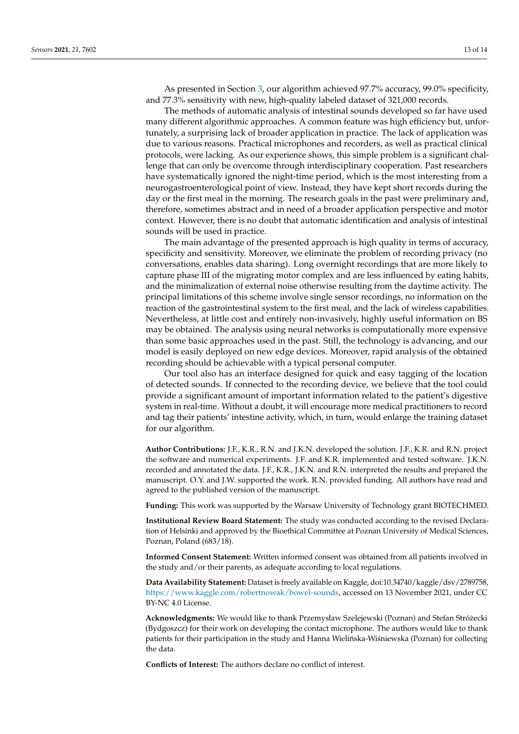As presented in Section 3, our algorithm achieved 97.7% accuracy, 99.0% specificity, and 77.3% sensitivity with new, high-quality labeled dataset of 321,000 records.

The methods of automatic analysis of intestinal sounds developed so far have used many different algorithmic approaches. A common feature was high efficiency but, unfortunately, a surprising lack of broader application in practice. The lack of application was due to various reasons. Practical microphones and recorders, as well as practical clinical protocols, were lacking. As our experience shows, this simple problem is a significant challenge that can only be overcome through interdisciplinary cooperation. Past researchers have systematically ignored the night-time period, which is the most interesting from a neurogastroenterological point of view. Instead, they have kept short records during the day or the first meal in the morning. The research goals in the past were preliminary and, therefore, sometimes abstract and in need of a broader application perspective and motor context. However, there is no doubt that automatic identification and analysis of intestinal sounds will be used in practice.

The main advantage of the presented approach is high quality in terms of accuracy, specificity and sensitivity. Moreover, we eliminate the problem of recording privacy (no conversations, enables data sharing). Long overnight recordings that are more likely to capture phase III of the migrating motor complex and are less influenced by eating habits, and the minimalization of external noise otherwise resulting from the daytime activity. The principal limitations of this scheme involve single sensor recordings, no information on the reaction of the gastrointestinal system to the first meal, and the lack of wireless capabilities. Nevertheless, at little cost and entirely non-invasively, highly useful information on BS may be obtained. The analysis using neural networks is computationally more expensive than some basic approaches used in the past. Still, the technology is advancing, and our model is easily deployed on new edge devices. Moreover, rapid analysis of the obtained recording should be achievable with a typical personal computer.

Our tool also has an interface designed for quick and easy tagging of the location of detected sounds. If connected to the recording device, we believe that the tool could provide a significant amount of important information related to the patient's digestive system in real-time. Without a doubt, it will encourage more medical practitioners to record and tag their patients' intestine activity, which, in turn, would enlarge the training dataset for our algorithm.

**Author Contributions:** J.F., K.R., R.N. and J.K.N. developed the solution. J.F., K.R. and R.N. project the software and numerical experiments. J.F. and K.R. implemented and tested software. J.K.N. recorded and annotated the data. J.F., K.R., J.K.N. and R.N. interpreted the results and prepared the manuscript. O.Y. and J.W. supported the work. R.N. provided funding. All authors have read and agreed to the published version of the manuscript.

**Funding:** This work was supported by the Warsaw University of Technology grant BIOTECHMED.

**Institutional Review Board Statement:** The study was conducted according to the revised Declaration of Helsinki and approved by the Bioethical Committee at Poznan University of Medical Sciences, Poznan, Poland (683/18).

**Informed Consent Statement:** Written informed consent was obtained from all patients involved in the study and/or their parents, as adequate according to local regulations.

**Data Availability Statement:** Dataset is freely available on Kaggle, doi:10.34740/kaggle/dsv/2789758, https://www.kaggle.com/robertnowak/bowel-sounds, accessed on 13 November 2021, under CC BY-NC 4.0 License.

**Acknowledgments:** We would like to thank Przemysław Szelejewski (Poznan) and Stefan Stróżecki (Bydgoszcz) for their work on developing the contact microphone. The authors would like to thank patients for their participation in the study and Hanna Wielińska-Wiśniewska (Poznan) for collecting the data.

**Conflicts of Interest:** The authors declare no conflict of interest.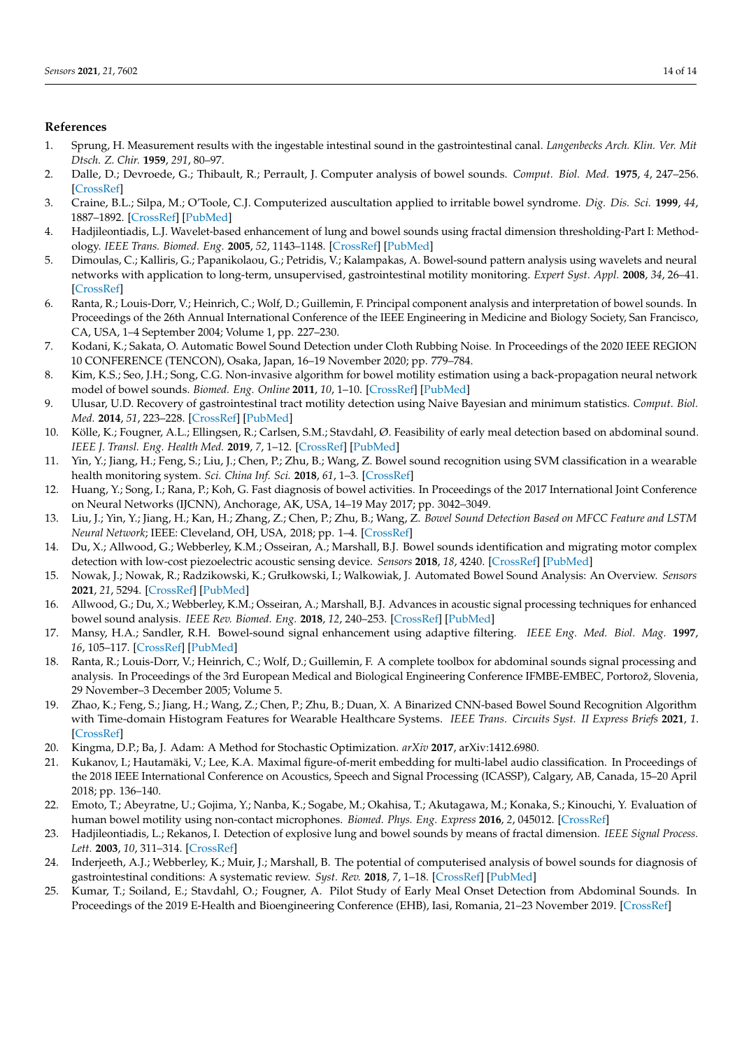## References

1. Sprung, H. Measurement results with the ingestable intestinal sound in the gastrointestinal canal. *Langenbecks Arch. Klin. Ver. Mit Dtsch. Z. Chir.* **1959**, *291*, 80–97.
2. Dalle, D.; Devroede, G.; Thibault, R.; Perrault, J. Computer analysis of bowel sounds. *Comput. Biol. Med.* **1975**, *4*, 247–256. [CrossRef]
3. Craine, B.L.; Silpa, M.; O'Toole, C.J. Computerized auscultation applied to irritable bowel syndrome. *Dig. Dis. Sci.* **1999**, *44*, 1887–1892. [CrossRef] [PubMed]
4. Hadjileontiadis, L.J. Wavelet-based enhancement of lung and bowel sounds using fractal dimension thresholding-Part I: Methodology. *IEEE Trans. Biomed. Eng.* **2005**, *52*, 1143–1148. [CrossRef] [PubMed]
5. Dimoulas, C.; Kalliris, G.; Papanikolaou, G.; Petridis, V.; Kalampakas, A. Bowel-sound pattern analysis using wavelets and neural networks with application to long-term, unsupervised, gastrointestinal motility monitoring. *Expert Syst. Appl.* **2008**, *34*, 26–41. [CrossRef]
6. Ranta, R.; Louis-Dorr, V.; Heinrich, C.; Wolf, D.; Guillemin, F. Principal component analysis and interpretation of bowel sounds. In Proceedings of the 26th Annual International Conference of the IEEE Engineering in Medicine and Biology Society, San Francisco, CA, USA, 1–4 September 2004; Volume 1, pp. 227–230.
7. Kodani, K.; Sakata, O. Automatic Bowel Sound Detection under Cloth Rubbing Noise. In Proceedings of the 2020 IEEE REGION 10 CONFERENCE (TENCON), Osaka, Japan, 16–19 November 2020; pp. 779–784.
8. Kim, K.S.; Seo, J.H.; Song, C.G. Non-invasive algorithm for bowel motility estimation using a back-propagation neural network model of bowel sounds. *Biomed. Eng. Online* **2011**, *10*, 1–10. [CrossRef] [PubMed]
9. Ulusar, U.D. Recovery of gastrointestinal tract motility detection using Naive Bayesian and minimum statistics. *Comput. Biol. Med.* **2014**, *51*, 223–228. [CrossRef] [PubMed]
10. Kölle, K.; Fougner, A.L.; Ellingsen, R.; Carlsen, S.M.; Stavdahl, Ø. Feasibility of early meal detection based on abdominal sound. *IEEE J. Transl. Eng. Health Med.* **2019**, *7*, 1–12. [CrossRef] [PubMed]
11. Yin, Y.; Jiang, H.; Feng, S.; Liu, J.; Chen, P.; Zhu, B.; Wang, Z. Bowel sound recognition using SVM classification in a wearable health monitoring system. *Sci. China Inf. Sci.* **2018**, *61*, 1–3. [CrossRef]
12. Huang, Y.; Song, I.; Rana, P.; Koh, G. Fast diagnosis of bowel activities. In Proceedings of the 2017 International Joint Conference on Neural Networks (IJCNN), Anchorage, AK, USA, 14–19 May 2017; pp. 3042–3049.
13. Liu, J.; Yin, Y.; Jiang, H.; Kan, H.; Zhang, Z.; Chen, P.; Zhu, B.; Wang, Z. *Bowel Sound Detection Based on MFCC Feature and LSTM Neural Network*; IEEE: Cleveland, OH, USA, 2018; pp. 1–4. [CrossRef]
14. Du, X.; Allwood, G.; Webberley, K.M.; Osseiran, A.; Marshall, B.J. Bowel sounds identification and migrating motor complex detection with low-cost piezoelectric acoustic sensing device. *Sensors* **2018**, *18*, 4240. [CrossRef] [PubMed]
15. Nowak, J.; Nowak, R.; Radzikowski, K.; Grułkowski, I.; Walkowiak, J. Automated Bowel Sound Analysis: An Overview. *Sensors* **2021**, *21*, 5294. [CrossRef] [PubMed]
16. Allwood, G.; Du, X.; Webberley, K.M.; Osseiran, A.; Marshall, B.J. Advances in acoustic signal processing techniques for enhanced bowel sound analysis. *IEEE Rev. Biomed. Eng.* **2018**, *12*, 240–253. [CrossRef] [PubMed]
17. Mansy, H.A.; Sandler, R.H. Bowel-sound signal enhancement using adaptive filtering. *IEEE Eng. Med. Biol. Mag.* **1997**, *16*, 105–117. [CrossRef] [PubMed]
18. Ranta, R.; Louis-Dorr, V.; Heinrich, C.; Wolf, D.; Guillemin, F. A complete toolbox for abdominal sounds signal processing and analysis. In Proceedings of the 3rd European Medical and Biological Engineering Conference IFMBE-EMBEC, Portorož, Slovenia, 29 November–3 December 2005; Volume 5.
19. Zhao, K.; Feng, S.; Jiang, H.; Wang, Z.; Chen, P.; Zhu, B.; Duan, X. A Binarized CNN-based Bowel Sound Recognition Algorithm with Time-domain Histogram Features for Wearable Healthcare Systems. *IEEE Trans. Circuits Syst. II Express Briefs* **2021**, *1*. [CrossRef]
20. Kingma, D.P.; Ba, J. Adam: A Method for Stochastic Optimization. *arXiv* **2017**, arXiv:1412.6980.
21. Kukanov, I.; Hautamäki, V.; Lee, K.A. Maximal figure-of-merit embedding for multi-label audio classification. In Proceedings of the 2018 IEEE International Conference on Acoustics, Speech and Signal Processing (ICASSP), Calgary, AB, Canada, 15–20 April 2018; pp. 136–140.
22. Emoto, T.; Abeyratne, U.; Gojima, Y.; Nanba, K.; Sogabe, M.; Okahisa, T.; Akutagawa, M.; Konaka, S.; Kinouchi, Y. Evaluation of human bowel motility using non-contact microphones. *Biomed. Phys. Eng. Express* **2016**, *2*, 045012. [CrossRef]
23. Hadjileontiadis, L.; Rekanos, I. Detection of explosive lung and bowel sounds by means of fractal dimension. *IEEE Signal Process. Lett.* **2003**, *10*, 311–314. [CrossRef]
24. Inderjeeth, A.J.; Webberley, K.; Muir, J.; Marshall, B. The potential of computerised analysis of bowel sounds for diagnosis of gastrointestinal conditions: A systematic review. *Syst. Rev.* **2018**, *7*, 1–18. [CrossRef] [PubMed]
25. Kumar, T.; Soiland, E.; Stavdahl, O.; Fougner, A. Pilot Study of Early Meal Onset Detection from Abdominal Sounds. In Proceedings of the 2019 E-Health and Bioengineering Conference (EHB), Iasi, Romania, 21–23 November 2019. [CrossRef]